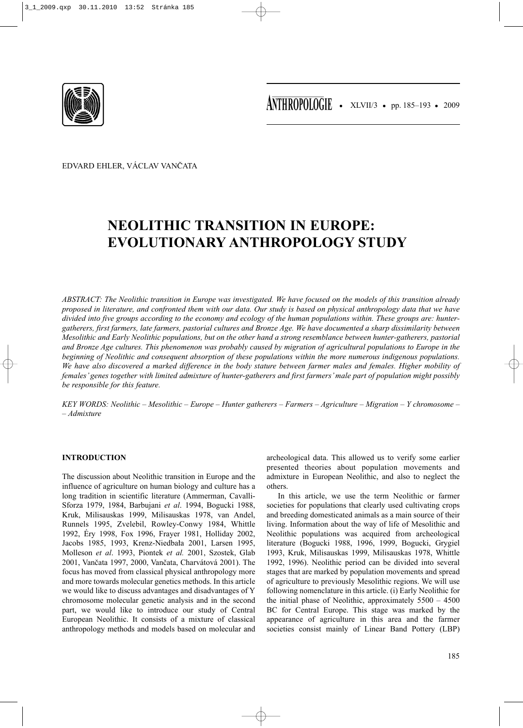EDVARD EHLER, VÁCLAV VANČATA

# NEOLITHIC TRANSITION IN EUROPE: EVOLUTIONARY ANTHROPOLOGY STUDY

*ABSTRACT: The Neolithic transition in Europe was investigated. We have focused on the models of this transition already proposed in literature, and confronted them with our data. Our study is based on physical anthropology data that we have divided into five groups according to the economy and ecology of the human populations within. These groups are: hunter-gatherers, first farmers, late farmers, pastorial cultures and Bronze Age. We have documented a sharp dissimilarity between Mesolithic and Early Neolithic populations, but on the other hand a strong resemblance between hunter-gatherers, pastorial and Bronze Age cultures. This phenomenon was probably caused by migration of agricultural populations to Europe in the beginning of Neolithic and consequent absorption of these populations within the more numerous indigenous populations. We have also discovered a marked difference in the body stature between farmer males and females. Higher mobility of females' genes together with limited admixture of hunter-gatherers and first farmers' male part of population might possibly be responsible for this feature.*

*KEY WORDS: Neolithic – Mesolithic – Europe – Hunter gatherers – Farmers – Agriculture – Migration – Y chromosome – – Admixture*

## INTRODUCTION

The discussion about Neolithic transition in Europe and the influence of agriculture on human biology and culture has a long tradition in scientific literature (Ammerman, Cavalli-Sforza 1979, 1984, Barbujani *et al*. 1994, Bogucki 1988, Kruk, Milisauskas 1999, Milisauskas 1978, van Andel, Runnels 1995, Zvelebil, Rowley-Conwy 1984, Whittle 1992, Éry 1998, Fox 1996, Frayer 1981, Holliday 2002, Jacobs 1985, 1993, Krenz-Niedbała 2001, Larsen 1995, Molleson *et al*. 1993, Piontek *et al.* 2001, Szostek, Glab 2001, Vančata 1997, 2000, Vančata, Charvátová 2001). The focus has moved from classical physical anthropology more and more towards molecular genetics methods. In this article we would like to discuss advantages and disadvantages of Y chromosome molecular genetic analysis and in the second part, we would like to introduce our study of Central European Neolithic. It consists of a mixture of classical anthropology methods and models based on molecular and archeological data. This allowed us to verify some earlier presented theories about population movements and admixture in European Neolithic, and also to neglect the others.

In this article, we use the term Neolithic or farmer societies for populations that clearly used cultivating crops and breeding domesticated animals as a main source of their living. Information about the way of life of Mesolithic and Neolithic populations was acquired from archeological literature (Bogucki 1988, 1996, 1999, Bogucki, Grygiel 1993, Kruk, Milisauskas 1999, Milisauskas 1978, Whittle 1992, 1996). Neolithic period can be divided into several stages that are marked by population movements and spread of agriculture to previously Mesolithic regions. We will use following nomenclature in this article. (i) Early Neolithic for the initial phase of Neolithic, approximately 5500 – 4500 BC for Central Europe. This stage was marked by the appearance of agriculture in this area and the farmer societies consist mainly of Linear Band Pottery (LBP)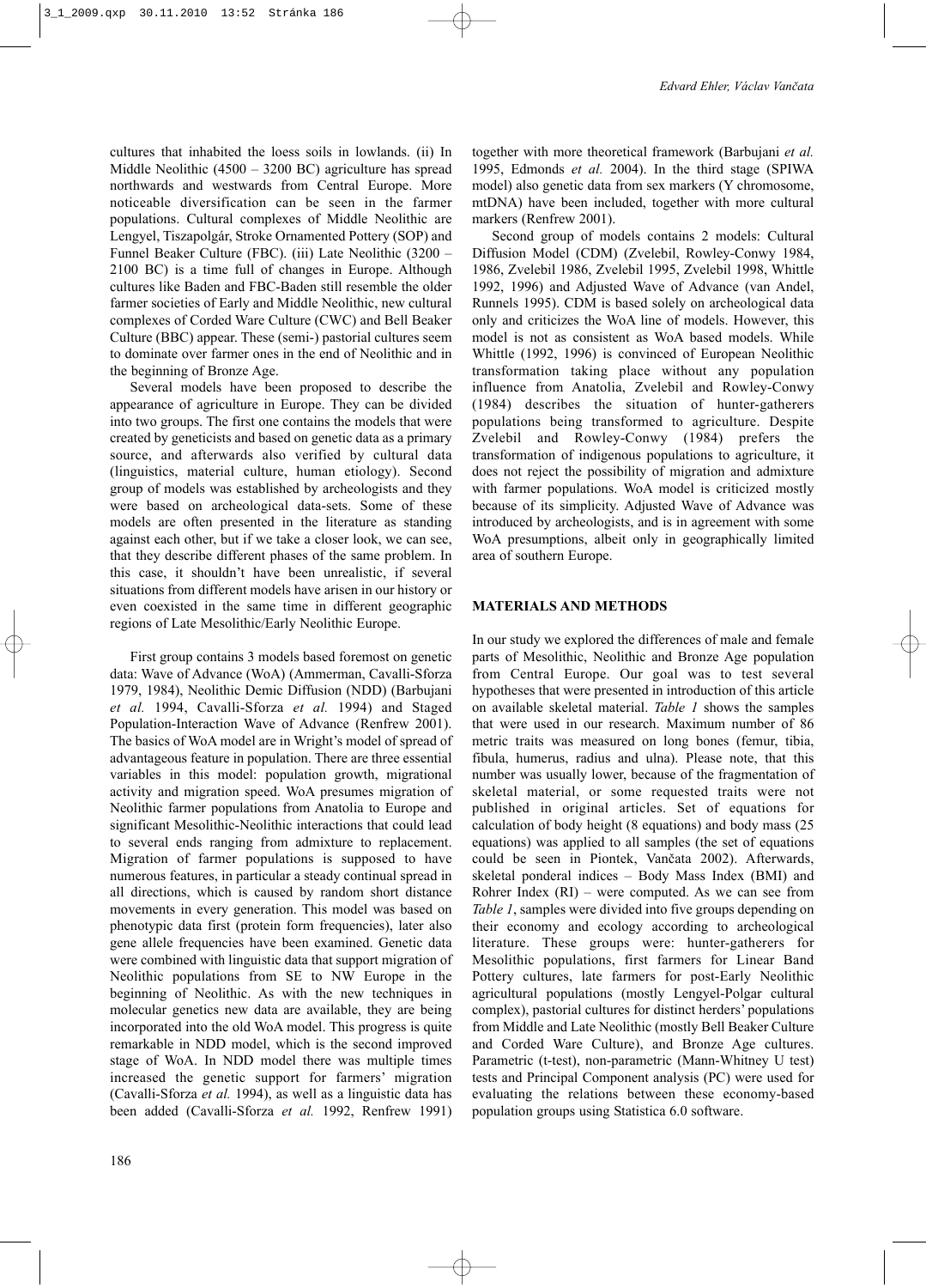cultures that inhabited the loess soils in lowlands. (ii) In Middle Neolithic (4500 – 3200 BC) agriculture has spread northwards and westwards from Central Europe. More noticeable diversification can be seen in the farmer populations. Cultural complexes of Middle Neolithic are Lengyel, Tiszapolgár, Stroke Ornamented Pottery (SOP) and Funnel Beaker Culture (FBC). (iii) Late Neolithic (3200 – 2100 BC) is a time full of changes in Europe. Although cultures like Baden and FBC-Baden still resemble the older farmer societies of Early and Middle Neolithic, new cultural complexes of Corded Ware Culture (CWC) and Bell Beaker Culture (BBC) appear. These (semi-) pastorial cultures seem to dominate over farmer ones in the end of Neolithic and in the beginning of Bronze Age.

Several models have been proposed to describe the appearance of agriculture in Europe. They can be divided into two groups. The first one contains the models that were created by geneticists and based on genetic data as a primary source, and afterwards also verified by cultural data (linguistics, material culture, human etiology). Second group of models was established by archeologists and they were based on archeological data-sets. Some of these models are often presented in the literature as standing against each other, but if we take a closer look, we can see, that they describe different phases of the same problem. In this case, it shouldn't have been unrealistic, if several situations from different models have arisen in our history or even coexisted in the same time in different geographic regions of Late Mesolithic/Early Neolithic Europe.

First group contains 3 models based foremost on genetic data: Wave of Advance (WoA) (Ammerman, Cavalli-Sforza 1979, 1984), Neolithic Demic Diffusion (NDD) (Barbujani *et al.* 1994, Cavalli-Sforza *et al.* 1994) and Staged Population-Interaction Wave of Advance (Renfrew 2001). The basics of WoA model are in Wright's model of spread of advantageous feature in population. There are three essential variables in this model: population growth, migrational activity and migration speed. WoA presumes migration of Neolithic farmer populations from Anatolia to Europe and significant Mesolithic-Neolithic interactions that could lead to several ends ranging from admixture to replacement. Migration of farmer populations is supposed to have numerous features, in particular a steady continual spread in all directions, which is caused by random short distance movements in every generation. This model was based on phenotypic data first (protein form frequencies), later also gene allele frequencies have been examined. Genetic data were combined with linguistic data that support migration of Neolithic populations from SE to NW Europe in the beginning of Neolithic. As with the new techniques in molecular genetics new data are available, they are being incorporated into the old WoA model. This progress is quite remarkable in NDD model, which is the second improved stage of WoA. In NDD model there was multiple times increased the genetic support for farmers' migration (Cavalli-Sforza *et al.* 1994), as well as a linguistic data has been added (Cavalli-Sforza *et al.* 1992, Renfrew 1991) together with more theoretical framework (Barbujani *et al.* 1995, Edmonds *et al.* 2004). In the third stage (SPIWA model) also genetic data from sex markers (Y chromosome, mtDNA) have been included, together with more cultural markers (Renfrew 2001).

Second group of models contains 2 models: Cultural Diffusion Model (CDM) (Zvelebil, Rowley-Conwy 1984, 1986, Zvelebil 1986, Zvelebil 1995, Zvelebil 1998, Whittle 1992, 1996) and Adjusted Wave of Advance (van Andel, Runnels 1995). CDM is based solely on archeological data only and criticizes the WoA line of models. However, this model is not as consistent as WoA based models. While Whittle (1992, 1996) is convinced of European Neolithic transformation taking place without any population influence from Anatolia, Zvelebil and Rowley-Conwy (1984) describes the situation of hunter-gatherers populations being transformed to agriculture. Despite Zvelebil and Rowley-Conwy (1984) prefers the transformation of indigenous populations to agriculture, it does not reject the possibility of migration and admixture with farmer populations. WoA model is criticized mostly because of its simplicity. Adjusted Wave of Advance was introduced by archeologists, and is in agreement with some WoA presumptions, albeit only in geographically limited area of southern Europe.

## MATERIALS AND METHODS

In our study we explored the differences of male and female parts of Mesolithic, Neolithic and Bronze Age population from Central Europe. Our goal was to test several hypotheses that were presented in introduction of this article on available skeletal material. *Table 1* shows the samples that were used in our research. Maximum number of 86 metric traits was measured on long bones (femur, tibia, fibula, humerus, radius and ulna). Please note, that this number was usually lower, because of the fragmentation of skeletal material, or some requested traits were not published in original articles. Set of equations for calculation of body height (8 equations) and body mass (25 equations) was applied to all samples (the set of equations could be seen in Piontek, Vančata 2002). Afterwards, skeletal ponderal indices – Body Mass Index (BMI) and Rohrer Index (RI) – were computed. As we can see from *Table 1*, samples were divided into five groups depending on their economy and ecology according to archeological literature. These groups were: hunter-gatherers for Mesolithic populations, first farmers for Linear Band Pottery cultures, late farmers for post-Early Neolithic agricultural populations (mostly Lengyel-Polgar cultural complex), pastorial cultures for distinct herders' populations from Middle and Late Neolithic (mostly Bell Beaker Culture and Corded Ware Culture), and Bronze Age cultures. Parametric (t-test), non-parametric (Mann-Whitney U test) tests and Principal Component analysis (PC) were used for evaluating the relations between these economy-based population groups using Statistica 6.0 software.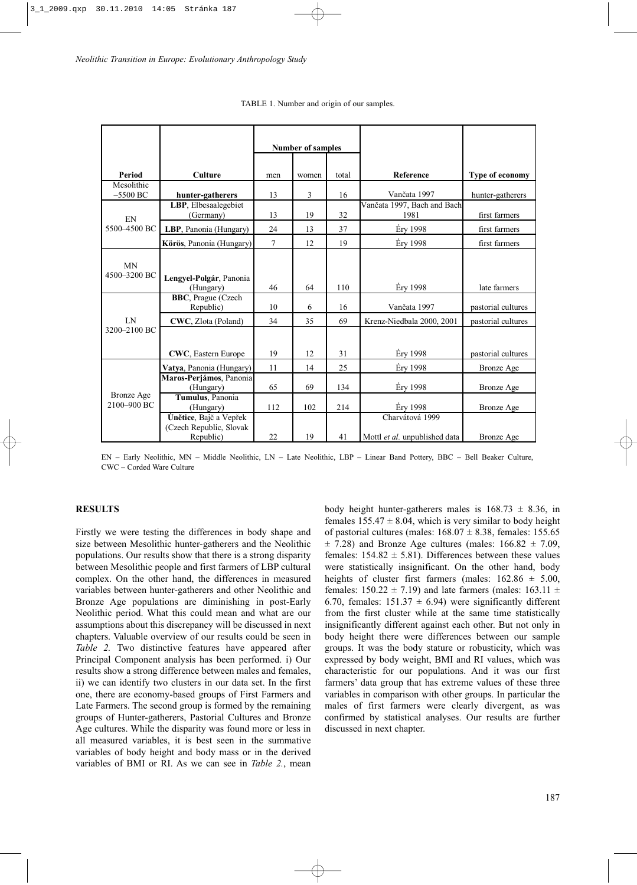TABLE 1. Number and origin of our samples.

| Period | Culture | Number of samples | | | Reference | Type of economy |
|---|---|---|---|---|---|---|
| | | men | women | total | | |
| Mesolithic –5500 BC | **hunter-gatherers** | 13 | 3 | 16 | Vančata 1997 | hunter-gatherers |
| EN 5500–4500 BC | **LBP**, Elbesaalegebiet (Germany) | 13 | 19 | 32 | Vančata 1997, Bach and Bach 1981 | first farmers |
| | **LBP**, Panonia (Hungary) | 24 | 13 | 37 | Éry 1998 | first farmers |
| | **Körös**, Panonia (Hungary) | 7 | 12 | 19 | Éry 1998 | first farmers |
| MN 4500–3200 BC | **Lengyel-Polgár**, Panonia (Hungary) | 46 | 64 | 110 | Éry 1998 | late farmers |
| LN 3200–2100 BC | **BBC**, Prague (Czech Republic) | 10 | 6 | 16 | Vančata 1997 | pastorial cultures |
| | **CWC**, Zlota (Poland) | 34 | 35 | 69 | Krenz-Niedbala 2000, 2001 | pastorial cultures |
| | **CWC**, Eastern Europe | 19 | 12 | 31 | Éry 1998 | pastorial cultures |
| Bronze Age 2100–900 BC | **Vatya**, Panonia (Hungary) | 11 | 14 | 25 | Éry 1998 | Bronze Age |
| | **Maros-Perjámos**, Panonia (Hungary) | 65 | 69 | 134 | Éry 1998 | Bronze Age |
| | **Tumulus**, Panonia (Hungary) | 112 | 102 | 214 | Éry 1998 | Bronze Age |
| | **Únětice**, Bajč a Vepřek (Czech Republic, Slovak Republic) | 22 | 19 | 41 | Charvátová 1999 Mottl *et al.* unpublished data | Bronze Age |

EN – Early Neolithic, MN – Middle Neolithic, LN – Late Neolithic, LBP – Linear Band Pottery, BBC – Bell Beaker Culture, CWC – Corded Ware Culture

## RESULTS

Firstly we were testing the differences in body shape and size between Mesolithic hunter-gatherers and the Neolithic populations. Our results show that there is a strong disparity between Mesolithic people and first farmers of LBP cultural complex. On the other hand, the differences in measured variables between hunter-gatherers and other Neolithic and Bronze Age populations are diminishing in post-Early Neolithic period. What this could mean and what are our assumptions about this discrepancy will be discussed in next chapters. Valuable overview of our results could be seen in *Table 2.* Two distinctive features have appeared after Principal Component analysis has been performed. i) Our results show a strong difference between males and females, ii) we can identify two clusters in our data set. In the first one, there are economy-based groups of First Farmers and Late Farmers. The second group is formed by the remaining groups of Hunter-gatherers, Pastorial Cultures and Bronze Age cultures. While the disparity was found more or less in all measured variables, it is best seen in the summative variables of body height and body mass or in the derived variables of BMI or RI. As we can see in *Table 2.*, mean body height hunter-gatherers males is $168.73 \pm 8.36$, in females $155.47 \pm 8.04$, which is very similar to body height of pastorial cultures (males: $168.07 \pm 8.38$, females: $155.65 \pm 7.28$) and Bronze Age cultures (males: $166.82 \pm 7.09$, females: $154.82 \pm 5.81$). Differences between these values were statistically insignificant. On the other hand, body heights of cluster first farmers (males: $162.86 \pm 5.00$, females: $150.22 \pm 7.19$) and late farmers (males: $163.11 \pm 6.70$, females: $151.37 \pm 6.94$) were significantly different from the first cluster while at the same time statistically insignificantly different against each other. But not only in body height there were differences between our sample groups. It was the body stature or robusticity, which was expressed by body weight, BMI and RI values, which was characteristic for our populations. And it was our first farmers' data group that has extreme values of these three variables in comparison with other groups. In particular the males of first farmers were clearly divergent, as was confirmed by statistical analyses. Our results are further discussed in next chapter.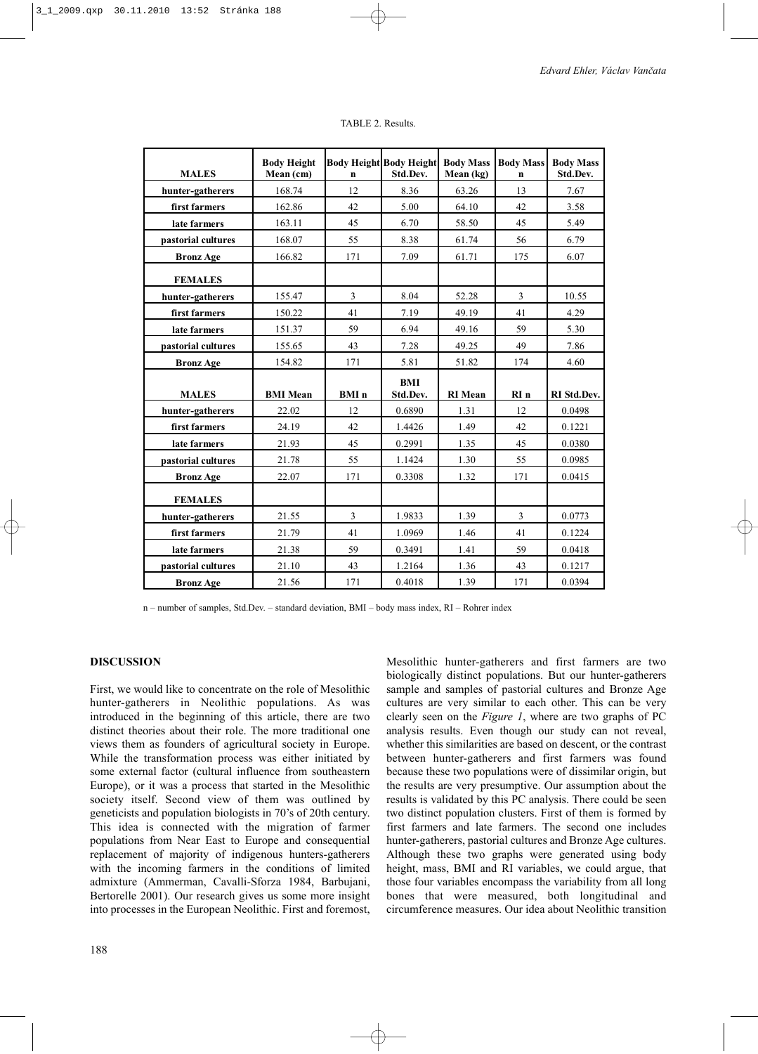TABLE 2. Results.

| MALES | Body Height Mean (cm) | Body Height n | Body Height Std.Dev. | Body Mass Mean (kg) | Body Mass n | Body Mass Std.Dev. |
|---|---|---|---|---|---|---|
| hunter-gatherers | 168.74 | 12 | 8.36 | 63.26 | 13 | 7.67 |
| first farmers | 162.86 | 42 | 5.00 | 64.10 | 42 | 3.58 |
| late farmers | 163.11 | 45 | 6.70 | 58.50 | 45 | 5.49 |
| pastorial cultures | 168.07 | 55 | 8.38 | 61.74 | 56 | 6.79 |
| Bronz Age | 166.82 | 171 | 7.09 | 61.71 | 175 | 6.07 |
| **FEMALES** | | | | | | |
| hunter-gatherers | 155.47 | 3 | 8.04 | 52.28 | 3 | 10.55 |
| first farmers | 150.22 | 41 | 7.19 | 49.19 | 41 | 4.29 |
| late farmers | 151.37 | 59 | 6.94 | 49.16 | 59 | 5.30 |
| pastorial cultures | 155.65 | 43 | 7.28 | 49.25 | 49 | 7.86 |
| Bronz Age | 154.82 | 171 | 5.81 | 51.82 | 174 | 4.60 |
| **MALES** | **BMI Mean** | **BMI n** | **BMI Std.Dev.** | **RI Mean** | **RI n** | **RI Std.Dev.** |
| hunter-gatherers | 22.02 | 12 | 0.6890 | 1.31 | 12 | 0.0498 |
| first farmers | 24.19 | 42 | 1.4426 | 1.49 | 42 | 0.1221 |
| late farmers | 21.93 | 45 | 0.2991 | 1.35 | 45 | 0.0380 |
| pastorial cultures | 21.78 | 55 | 1.1424 | 1.30 | 55 | 0.0985 |
| Bronz Age | 22.07 | 171 | 0.3308 | 1.32 | 171 | 0.0415 |
| **FEMALES** | | | | | | |
| hunter-gatherers | 21.55 | 3 | 1.9833 | 1.39 | 3 | 0.0773 |
| first farmers | 21.79 | 41 | 1.0969 | 1.46 | 41 | 0.1224 |
| late farmers | 21.38 | 59 | 0.3491 | 1.41 | 59 | 0.0418 |
| pastorial cultures | 21.10 | 43 | 1.2164 | 1.36 | 43 | 0.1217 |
| Bronz Age | 21.56 | 171 | 0.4018 | 1.39 | 171 | 0.0394 |

n – number of samples, Std.Dev. – standard deviation, BMI – body mass index, RI – Rohrer index

## DISCUSSION

First, we would like to concentrate on the role of Mesolithic hunter-gatherers in Neolithic populations. As was introduced in the beginning of this article, there are two distinct theories about their role. The more traditional one views them as founders of agricultural society in Europe. While the transformation process was either initiated by some external factor (cultural influence from southeastern Europe), or it was a process that started in the Mesolithic society itself. Second view of them was outlined by geneticists and population biologists in 70's of 20th century. This idea is connected with the migration of farmer populations from Near East to Europe and consequential replacement of majority of indigenous hunters-gatherers with the incoming farmers in the conditions of limited admixture (Ammerman, Cavalli-Sforza 1984, Barbujani, Bertorelle 2001). Our research gives us some more insight into processes in the European Neolithic. First and foremost, Mesolithic hunter-gatherers and first farmers are two biologically distinct populations. But our hunter-gatherers sample and samples of pastorial cultures and Bronze Age cultures are very similar to each other. This can be very clearly seen on the *Figure 1*, where are two graphs of PC analysis results. Even though our study can not reveal, whether this similarities are based on descent, or the contrast between hunter-gatherers and first farmers was found because these two populations were of dissimilar origin, but the results are very presumptive. Our assumption about the results is validated by this PC analysis. There could be seen two distinct population clusters. First of them is formed by first farmers and late farmers. The second one includes hunter-gatherers, pastorial cultures and Bronze Age cultures. Although these two graphs were generated using body height, mass, BMI and RI variables, we could argue, that those four variables encompass the variability from all long bones that were measured, both longitudinal and circumference measures. Our idea about Neolithic transition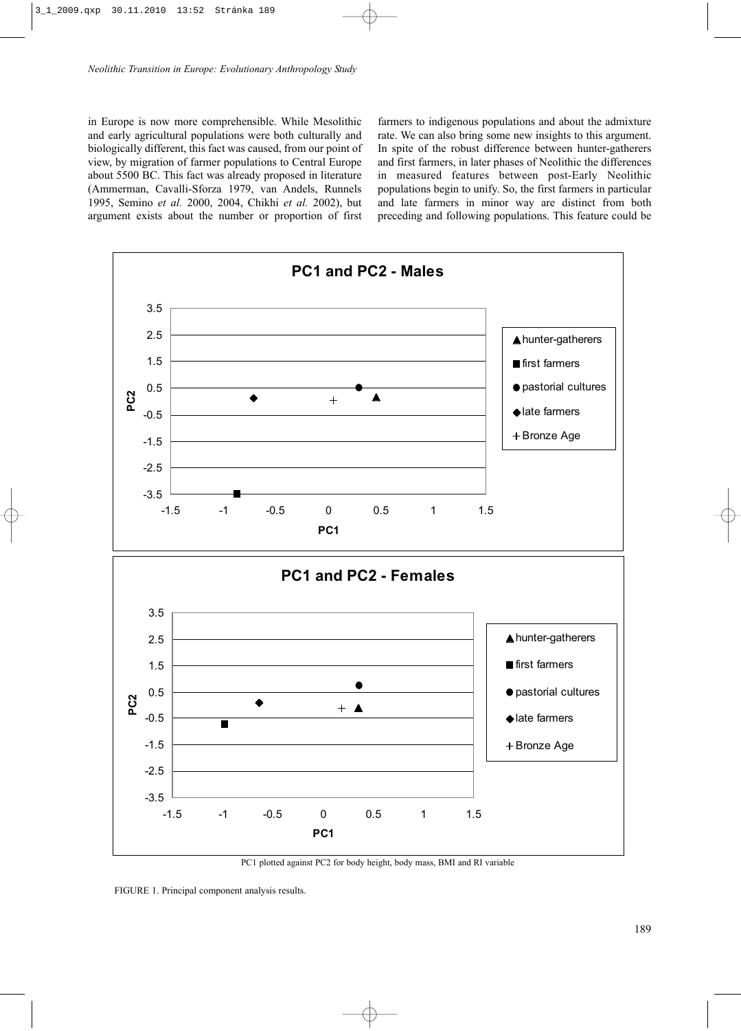in Europe is now more comprehensible. While Mesolithic and early agricultural populations were both culturally and biologically different, this fact was caused, from our point of view, by migration of farmer populations to Central Europe about 5500 BC. This fact was already proposed in literature (Ammerman, Cavalli-Sforza 1979, van Andels, Runnels 1995, Semino *et al.* 2000, 2004, Chikhi *et al.* 2002), but argument exists about the number or proportion of first farmers to indigenous populations and about the admixture rate. We can also bring some new insights to this argument. In spite of the robust difference between hunter-gatherers and first farmers, in later phases of Neolithic the differences in measured features between post-Early Neolithic populations begin to unify. So, the first farmers in particular and late farmers in minor way are distinct from both preceding and following populations. This feature could be

PC1 plotted against PC2 for body height, body mass, BMI and RI variable

FIGURE 1. Principal component analysis results.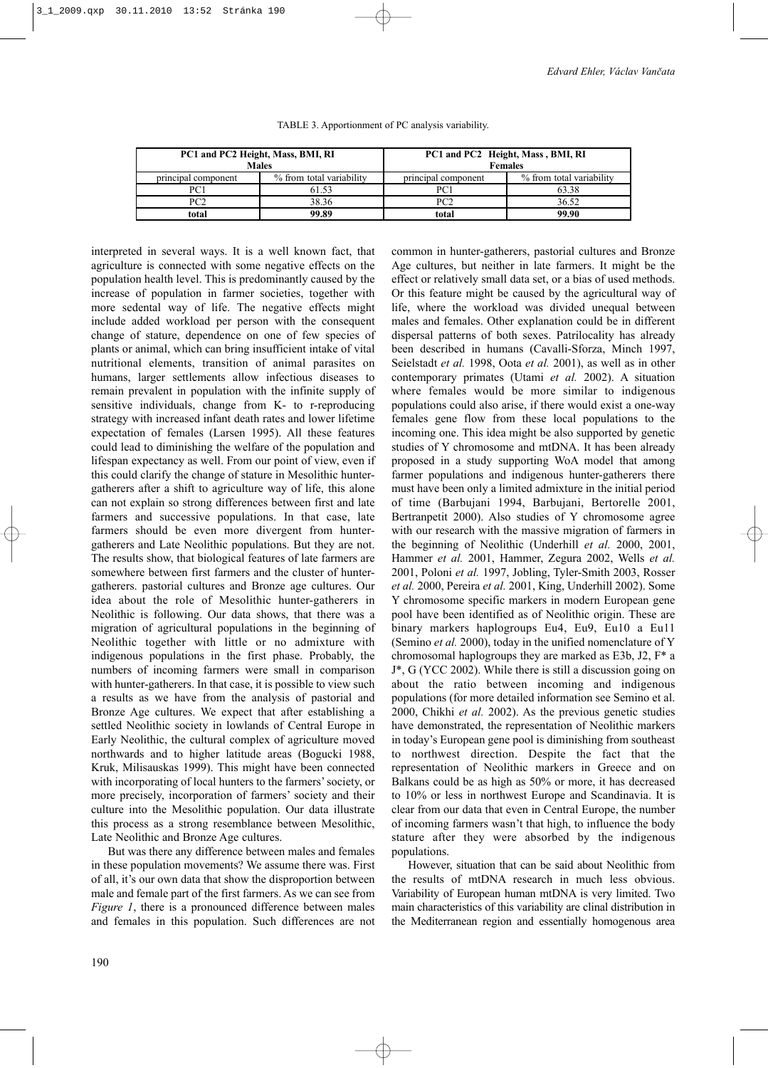TABLE 3. Apportionment of PC analysis variability.

| PC1 and PC2 Height, Mass, BMI, RI Males | | PC1 and PC2 Height, Mass , BMI, RI Females | |
|---|---|---|---|
| principal component | % from total variability | principal component | % from total variability |
| PC1 | 61.53 | PC1 | 63.38 |
| PC2 | 38.36 | PC2 | 36.52 |
| **total** | **99.89** | **total** | **99.90** |

interpreted in several ways. It is a well known fact, that agriculture is connected with some negative effects on the population health level. This is predominantly caused by the increase of population in farmer societies, together with more sedental way of life. The negative effects might include added workload per person with the consequent change of stature, dependence on one of few species of plants or animal, which can bring insufficient intake of vital nutritional elements, transition of animal parasites on humans, larger settlements allow infectious diseases to remain prevalent in population with the infinite supply of sensitive individuals, change from K- to r-reproducing strategy with increased infant death rates and lower lifetime expectation of females (Larsen 1995). All these features could lead to diminishing the welfare of the population and lifespan expectancy as well. From our point of view, even if this could clarify the change of stature in Mesolithic hunter-gatherers after a shift to agriculture way of life, this alone can not explain so strong differences between first and late farmers and successive populations. In that case, late farmers should be even more divergent from hunter-gatherers and Late Neolithic populations. But they are not. The results show, that biological features of late farmers are somewhere between first farmers and the cluster of hunter-gatherers. pastorial cultures and Bronze age cultures. Our idea about the role of Mesolithic hunter-gatherers in Neolithic is following. Our data shows, that there was a migration of agricultural populations in the beginning of Neolithic together with little or no admixture with indigenous populations in the first phase. Probably, the numbers of incoming farmers were small in comparison with hunter-gatherers. In that case, it is possible to view such a results as we have from the analysis of pastorial and Bronze Age cultures. We expect that after establishing a settled Neolithic society in lowlands of Central Europe in Early Neolithic, the cultural complex of agriculture moved northwards and to higher latitude areas (Bogucki 1988, Kruk, Milisauskas 1999). This might have been connected with incorporating of local hunters to the farmers' society, or more precisely, incorporation of farmers' society and their culture into the Mesolithic population. Our data illustrate this process as a strong resemblance between Mesolithic, Late Neolithic and Bronze Age cultures.

But was there any difference between males and females in these population movements? We assume there was. First of all, it's our own data that show the disproportion between male and female part of the first farmers. As we can see from *Figure 1*, there is a pronounced difference between males and females in this population. Such differences are not common in hunter-gatherers, pastorial cultures and Bronze Age cultures, but neither in late farmers. It might be the effect or relatively small data set, or a bias of used methods. Or this feature might be caused by the agricultural way of life, where the workload was divided unequal between males and females. Other explanation could be in different dispersal patterns of both sexes. Patrilocality has already been described in humans (Cavalli-Sforza, Minch 1997, Seielstadt *et al.* 1998, Oota *et al.* 2001), as well as in other contemporary primates (Utami *et al.* 2002). A situation where females would be more similar to indigenous populations could also arise, if there would exist a one-way females gene flow from these local populations to the incoming one. This idea might be also supported by genetic studies of Y chromosome and mtDNA. It has been already proposed in a study supporting WoA model that among farmer populations and indigenous hunter-gatherers there must have been only a limited admixture in the initial period of time (Barbujani 1994, Barbujani, Bertorelle 2001, Bertranpetit 2000). Also studies of Y chromosome agree with our research with the massive migration of farmers in the beginning of Neolithic (Underhill *et al.* 2000, 2001, Hammer *et al.* 2001, Hammer, Zegura 2002, Wells *et al.* 2001, Poloni *et al.* 1997, Jobling, Tyler-Smith 2003, Rosser *et al.* 2000, Pereira *et al.* 2001, King, Underhill 2002). Some Y chromosome specific markers in modern European gene pool have been identified as of Neolithic origin. These are binary markers haplogroups Eu4, Eu9, Eu10 a Eu11 (Semino *et al.* 2000), today in the unified nomenclature of Y chromosomal haplogroups they are marked as E3b, J2, F* a J*, G (YCC 2002). While there is still a discussion going on about the ratio between incoming and indigenous populations (for more detailed information see Semino et al. 2000, Chikhi *et al.* 2002). As the previous genetic studies have demonstrated, the representation of Neolithic markers in today's European gene pool is diminishing from southeast to northwest direction. Despite the fact that the representation of Neolithic markers in Greece and on Balkans could be as high as 50% or more, it has decreased to 10% or less in northwest Europe and Scandinavia. It is clear from our data that even in Central Europe, the number of incoming farmers wasn't that high, to influence the body stature after they were absorbed by the indigenous populations.

However, situation that can be said about Neolithic from the results of mtDNA research in much less obvious. Variability of European human mtDNA is very limited. Two main characteristics of this variability are clinal distribution in the Mediterranean region and essentially homogenous area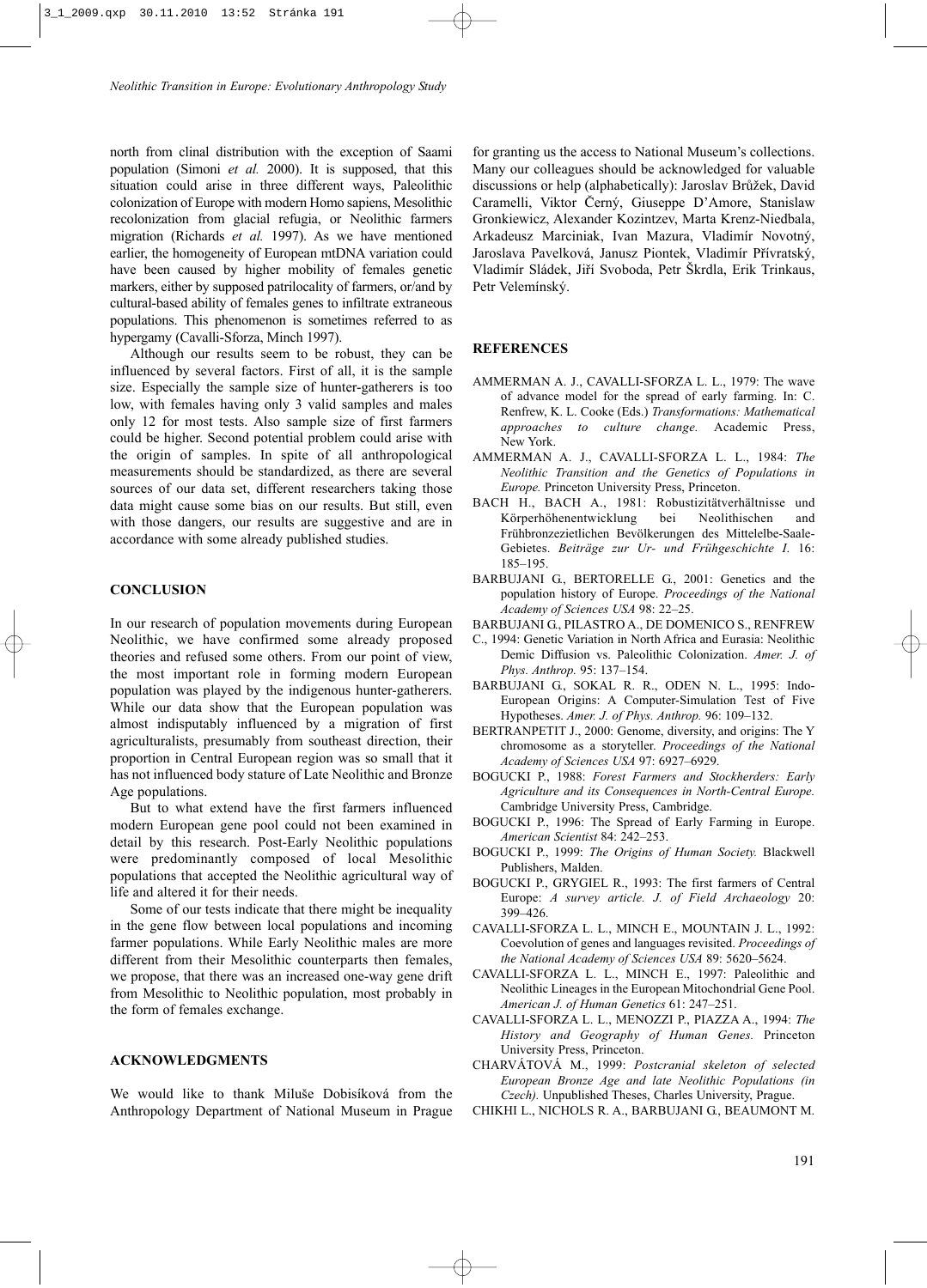north from clinal distribution with the exception of Saami population (Simoni *et al.* 2000). It is supposed, that this situation could arise in three different ways, Paleolithic colonization of Europe with modern Homo sapiens, Mesolithic recolonization from glacial refugia, or Neolithic farmers migration (Richards *et al.* 1997). As we have mentioned earlier, the homogeneity of European mtDNA variation could have been caused by higher mobility of females genetic markers, either by supposed patrilocality of farmers, or/and by cultural-based ability of females genes to infiltrate extraneous populations. This phenomenon is sometimes referred to as hypergamy (Cavalli-Sforza, Minch 1997).

Although our results seem to be robust, they can be influenced by several factors. First of all, it is the sample size. Especially the sample size of hunter-gatherers is too low, with females having only 3 valid samples and males only 12 for most tests. Also sample size of first farmers could be higher. Second potential problem could arise with the origin of samples. In spite of all anthropological measurements should be standardized, as there are several sources of our data set, different researchers taking those data might cause some bias on our results. But still, even with those dangers, our results are suggestive and are in accordance with some already published studies.

## CONCLUSION

In our research of population movements during European Neolithic, we have confirmed some already proposed theories and refused some others. From our point of view, the most important role in forming modern European population was played by the indigenous hunter-gatherers. While our data show that the European population was almost indisputably influenced by a migration of first agriculturalists, presumably from southeast direction, their proportion in Central European region was so small that it has not influenced body stature of Late Neolithic and Bronze Age populations.

But to what extend have the first farmers influenced modern European gene pool could not been examined in detail by this research. Post-Early Neolithic populations were predominantly composed of local Mesolithic populations that accepted the Neolithic agricultural way of life and altered it for their needs.

Some of our tests indicate that there might be inequality in the gene flow between local populations and incoming farmer populations. While Early Neolithic males are more different from their Mesolithic counterparts then females, we propose, that there was an increased one-way gene drift from Mesolithic to Neolithic population, most probably in the form of females exchange.

## ACKNOWLEDGMENTS

We would like to thank Miluše Dobisíková from the Anthropology Department of National Museum in Prague for granting us the access to National Museum's collections. Many our colleagues should be acknowledged for valuable discussions or help (alphabetically): Jaroslav Brůžek, David Caramelli, Viktor Černý, Giuseppe D'Amore, Stanislaw Gronkiewicz, Alexander Kozintzev, Marta Krenz-Niedbala, Arkadeusz Marciniak, Ivan Mazura, Vladimír Novotný, Jaroslava Pavelková, Janusz Piontek, Vladimír Přívratský, Vladimír Sládek, Jiří Svoboda, Petr Škrdla, Erik Trinkaus, Petr Velemínský.

## REFERENCES

AMMERMAN A. J., CAVALLI-SFORZA L. L., 1979: The wave of advance model for the spread of early farming. In: C. Renfrew, K. L. Cooke (Eds.) *Transformations: Mathematical approaches to culture change.* Academic Press, New York.

AMMERMAN A. J., CAVALLI-SFORZA L. L., 1984: *The Neolithic Transition and the Genetics of Populations in Europe.* Princeton University Press, Princeton.

BACH H., BACH A., 1981: Robustizitätverhältnisse und Körperhöhenentwicklung bei Neolithischen and Frühbronzezietlichen Bevölkerungen des Mittelelbe-Saale-Gebietes. *Beiträge zur Ur- und Frühgeschichte I.* 16: 185–195.

BARBUJANI G., BERTORELLE G., 2001: Genetics and the population history of Europe. *Proceedings of the National Academy of Sciences USA* 98: 22–25.

BARBUJANI G., PILASTRO A., DE DOMENICO S., RENFREW C., 1994: Genetic Variation in North Africa and Eurasia: Neolithic Demic Diffusion vs. Paleolithic Colonization. *Amer. J. of Phys. Anthrop.* 95: 137–154.

BARBUJANI G., SOKAL R. R., ODEN N. L., 1995: Indo-European Origins: A Computer-Simulation Test of Five Hypotheses. *Amer. J. of Phys. Anthrop.* 96: 109–132.

BERTRANPETIT J., 2000: Genome, diversity, and origins: The Y chromosome as a storyteller. *Proceedings of the National Academy of Sciences USA* 97: 6927–6929.

BOGUCKI P., 1988: *Forest Farmers and Stockherders: Early Agriculture and its Consequences in North-Central Europe.* Cambridge University Press, Cambridge.

BOGUCKI P., 1996: The Spread of Early Farming in Europe. *American Scientist* 84: 242–253.

BOGUCKI P., 1999: *The Origins of Human Society.* Blackwell Publishers, Malden.

BOGUCKI P., GRYGIEL R., 1993: The first farmers of Central Europe: *A survey article. J. of Field Archaeology* 20: 399–426.

CAVALLI-SFORZA L. L., MINCH E., MOUNTAIN J. L., 1992: Coevolution of genes and languages revisited. *Proceedings of the National Academy of Sciences USA* 89: 5620–5624.

CAVALLI-SFORZA L. L., MINCH E., 1997: Paleolithic and Neolithic Lineages in the European Mitochondrial Gene Pool. *American J. of Human Genetics* 61: 247–251.

CAVALLI-SFORZA L. L., MENOZZI P., PIAZZA A., 1994: *The History and Geography of Human Genes.* Princeton University Press, Princeton.

CHARVÁTOVÁ M., 1999: *Postcranial skeleton of selected European Bronze Age and late Neolithic Populations (in Czech).* Unpublished Theses, Charles University, Prague.

CHIKHI L., NICHOLS R. A., BARBUJANI G., BEAUMONT M.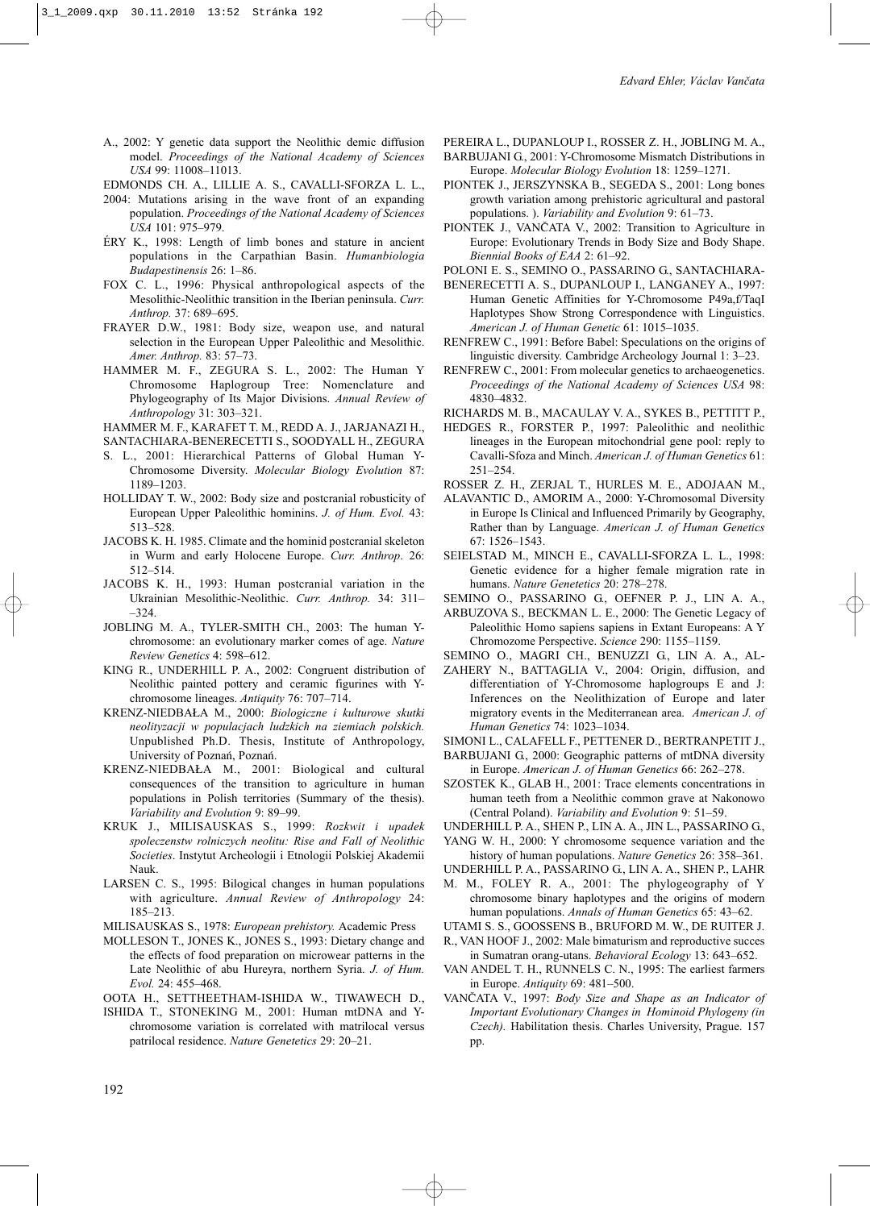A., 2002: Y genetic data support the Neolithic demic diffusion model. *Proceedings of the National Academy of Sciences USA* 99: 11008–11013.

EDMONDS CH. A., LILLIE A. S., CAVALLI-SFORZA L. L., 2004: Mutations arising in the wave front of an expanding population. *Proceedings of the National Academy of Sciences USA* 101: 975–979.

ÉRY K., 1998: Length of limb bones and stature in ancient populations in the Carpathian Basin. *Humanbiologia Budapestinensis* 26: 1–86.

FOX C. L., 1996: Physical anthropological aspects of the Mesolithic-Neolithic transition in the Iberian peninsula. *Curr. Anthrop.* 37: 689–695.

FRAYER D.W., 1981: Body size, weapon use, and natural selection in the European Upper Paleolithic and Mesolithic. *Amer. Anthrop.* 83: 57–73.

HAMMER M. F., ZEGURA S. L., 2002: The Human Y Chromosome Haplogroup Tree: Nomenclature and Phylogeography of Its Major Divisions. *Annual Review of Anthropology* 31: 303–321.

HAMMER M. F., KARAFET T. M., REDD A. J., JARJANAZI H., SANTACHIARA-BENERECETTI S., SOODYALL H., ZEGURA S. L., 2001: Hierarchical Patterns of Global Human Y-Chromosome Diversity. *Molecular Biology Evolution* 87: 1189–1203.

HOLLIDAY T. W., 2002: Body size and postcranial robusticity of European Upper Paleolithic hominins. *J. of Hum. Evol.* 43: 513–528.

JACOBS K. H. 1985. Climate and the hominid postcranial skeleton in Wurm and early Holocene Europe. *Curr. Anthrop*. 26: 512–514.

JACOBS K. H., 1993: Human postcranial variation in the Ukrainian Mesolithic-Neolithic. *Curr. Anthrop.* 34: 311––324.

JOBLING M. A., TYLER-SMITH CH., 2003: The human Y-chromosome: an evolutionary marker comes of age. *Nature Review Genetics* 4: 598–612.

KING R., UNDERHILL P. A., 2002: Congruent distribution of Neolithic painted pottery and ceramic figurines with Y-chromosome lineages. *Antiquity* 76: 707–714.

KRENZ-NIEDBAŁA M., 2000: *Biologiczne i kulturowe skutki neolityzacji w populacjach ludzkich na ziemiach polskich.* Unpublished Ph.D. Thesis, Institute of Anthropology, University of Poznań, Poznań.

KRENZ-NIEDBAŁA M., 2001: Biological and cultural consequences of the transition to agriculture in human populations in Polish territories (Summary of the thesis). *Variability and Evolution* 9: 89–99.

KRUK J., MILISAUSKAS S., 1999: *Rozkwit i upadek spoleczenstw rolniczych neolitu: Rise and Fall of Neolithic Societies*. Instytut Archeologii i Etnologii Polskiej Akademii Nauk.

LARSEN C. S., 1995: Bilogical changes in human populations with agriculture. *Annual Review of Anthropology* 24: 185–213.

MILISAUSKAS S., 1978: *European prehistory.* Academic Press

MOLLESON T., JONES K., JONES S., 1993: Dietary change and the effects of food preparation on microwear patterns in the Late Neolithic of abu Hureyra, northern Syria. *J. of Hum. Evol.* 24: 455–468.

OOTA H., SETTHEETHAM-ISHIDA W., TIWAWECH D., ISHIDA T., STONEKING M., 2001: Human mtDNA and Y-chromosome variation is correlated with matrilocal versus patrilocal residence. *Nature Genetetics* 29: 20–21.

PEREIRA L., DUPANLOUP I., ROSSER Z. H., JOBLING M. A., BARBUJANI G., 2001: Y-Chromosome Mismatch Distributions in Europe. *Molecular Biology Evolution* 18: 1259–1271.

PIONTEK J., JERSZYNSKA B., SEGEDA S., 2001: Long bones growth variation among prehistoric agricultural and pastoral populations. ). *Variability and Evolution* 9: 61–73.

PIONTEK J., VANČATA V., 2002: Transition to Agriculture in Europe: Evolutionary Trends in Body Size and Body Shape. *Biennial Books of EAA* 2: 61–92.

POLONI E. S., SEMINO O., PASSARINO G., SANTACHIARA-BENERECETTI A. S., DUPANLOUP I., LANGANEY A., 1997: Human Genetic Affinities for Y-Chromosome P49a,f/TaqI Haplotypes Show Strong Correspondence with Linguistics. *American J. of Human Genetic* 61: 1015–1035.

RENFREW C., 1991: Before Babel: Speculations on the origins of linguistic diversity. Cambridge Archeology Journal 1: 3–23.

RENFREW C., 2001: From molecular genetics to archaeogenetics. *Proceedings of the National Academy of Sciences USA* 98: 4830–4832.

RICHARDS M. B., MACAULAY V. A., SYKES B., PETTITT P., HEDGES R., FORSTER P., 1997: Paleolithic and neolithic lineages in the European mitochondrial gene pool: reply to Cavalli-Sfoza and Minch. *American J. of Human Genetics* 61: 251–254.

ROSSER Z. H., ZERJAL T., HURLES M. E., ADOJAAN M., ALAVANTIC D., AMORIM A., 2000: Y-Chromosomal Diversity in Europe Is Clinical and Influenced Primarily by Geography, Rather than by Language. *American J. of Human Genetics* 67: 1526–1543.

SEILSTAD M., MINCH E., CAVALLI-SFORZA L. L., 1998: Genetic evidence for a higher female migration rate in humans. *Nature Genetetics* 20: 278–278.

SEMINO O., PASSARINO G., OEFNER P. J., LIN A. A., ARBUZOVA S., BECKMAN L. E., 2000: The Genetic Legacy of Paleolithic Homo sapiens sapiens in Extant Europeans: A Y Chromozome Perspective. *Science* 290: 1155–1159.

SEMINO O., MAGRI CH., BENUZZI G., LIN A. A., AL-ZAHERY N., BATTAGLIA V., 2004: Origin, diffusion, and differentiation of Y-Chromosome haplogroups E and J: Inferences on the Neolithization of Europe and later migratory events in the Mediterranean area. *American J. of Human Genetics* 74: 1023–1034.

SIMONI L., CALAFELL F., PETTENER D., BERTRANPETIT J., BARBUJANI G., 2000: Geographic patterns of mtDNA diversity in Europe. *American J. of Human Genetics* 66: 262–278.

SZOSTEK K., GLAB H., 2001: Trace elements concentrations in human teeth from a Neolithic common grave at Nakonowo (Central Poland). *Variability and Evolution* 9: 51–59.

UNDERHILL P. A., SHEN P., LIN A. A., JIN L., PASSARINO G., YANG W. H., 2000: Y chromosome sequence variation and the history of human populations. *Nature Genetics* 26: 358–361.

UNDERHILL P. A., PASSARINO G., LIN A. A., SHEN P., LAHR M. M., FOLEY R. A., 2001: The phylogeography of Y chromosome binary haplotypes and the origins of modern human populations. *Annals of Human Genetics* 65: 43–62.

UTAMI S. S., GOOSSENS B., BRUFORD M. W., DE RUITER J. R., VAN HOOF J., 2002: Male bimaturism and reproductive succes in Sumatran orang-utans. *Behavioral Ecology* 13: 643–652.

VAN ANDEL T. H., RUNNELS C. N., 1995: The earliest farmers in Europe. *Antiquity* 69: 481–500.

VANČATA V., 1997: *Body Size and Shape as an Indicator of Important Evolutionary Changes in Hominoid Phylogeny (in Czech).* Habilitation thesis. Charles University, Prague. 157 pp.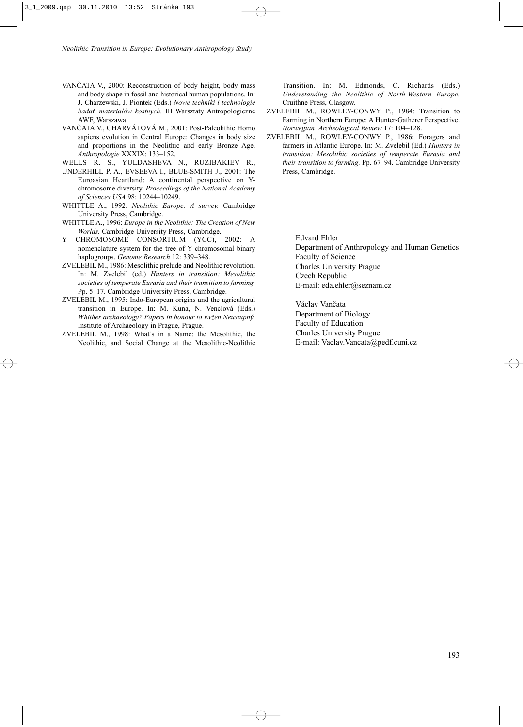VANČATA V., 2000: Reconstruction of body height, body mass and body shape in fossil and historical human populations. In: J. Charzewski, J. Piontek (Eds.) *Nowe techniki i technologie badań materialów kostnych.* III Warsztaty Antropologiczne AWF, Warszawa.

VANČATA V., CHARVÁTOVÁ M., 2001: Post-Paleolithic Homo sapiens evolution in Central Europe: Changes in body size and proportions in the Neolithic and early Bronze Age. *Anthropologie* XXXIX: 133–152.

WELLS R. S., YULDASHEVA N., RUZIBAKIEV R., UNDERHILL P. A., EVSEEVA I., BLUE-SMITH J., 2001: The Euroasian Heartland: A continental perspective on Y-chromosome diversity. *Proceedings of the National Academy of Sciences USA* 98: 10244–10249.

WHITTLE A., 1992: *Neolithic Europe: A survey.* Cambridge University Press, Cambridge.

WHITTLE A., 1996: *Europe in the Neolithic: The Creation of New Worlds.* Cambridge University Press, Cambridge.

Y CHROMOSOME CONSORTIUM (YCC), 2002: A nomenclature system for the tree of Y chromosomal binary haplogroups. *Genome Research* 12: 339–348.

ZVELEBIL M., 1986: Mesolithic prelude and Neolithic revolution. In: M. Zvelebil (ed.) *Hunters in transition: Mesolithic societies of temperate Eurasia and their transition to farming.* Pp. 5–17. Cambridge University Press, Cambridge.

ZVELEBIL M., 1995: Indo-European origins and the agricultural transition in Europe. In: M. Kuna, N. Venclová (Eds.) *Whither archaeology? Papers in honour to Evžen Neustupný.* Institute of Archaeology in Prague, Prague.

ZVELEBIL M., 1998: What's in a Name: the Mesolithic, the Neolithic, and Social Change at the Mesolithic-Neolithic Transition. In: M. Edmonds, C. Richards (Eds.) *Understanding the Neolithic of North-Western Europe.* Cruithne Press, Glasgow.

ZVELEBIL M., ROWLEY-CONWY P., 1984: Transition to Farming in Northern Europe: A Hunter-Gatherer Perspective. *Norwegian Archeological Review* 17: 104–128.

ZVELEBIL M., ROWLEY-CONWY P., 1986: Foragers and farmers in Atlantic Europe. In: M. Zvelebil (Ed.) *Hunters in transition: Mesolithic societies of temperate Eurasia and their transition to farming.* Pp. 67–94. Cambridge University Press, Cambridge.

Edvard Ehler
Department of Anthropology and Human Genetics
Faculty of Science
Charles University Prague
Czech Republic
E-mail: eda.ehler@seznam.cz

Václav Vančata
Department of Biology
Faculty of Education
Charles University Prague
E-mail: Vaclav.Vancata@pedf.cuni.cz